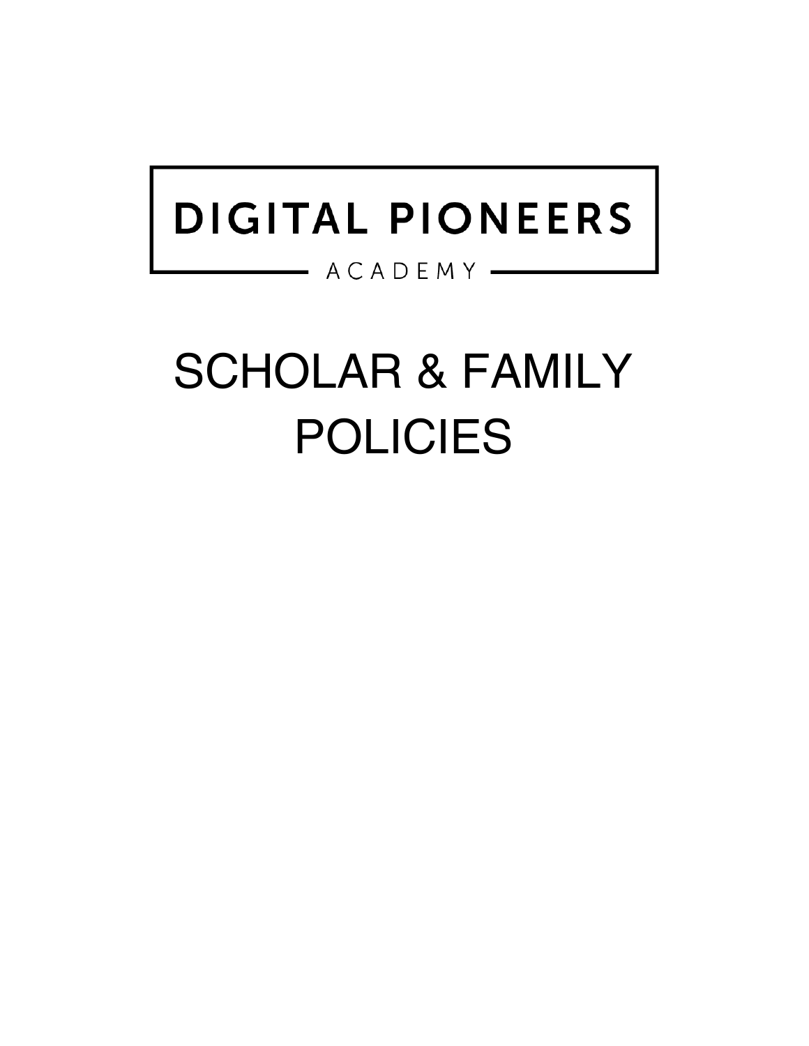DIGITAL PIONEERS

ACADEMY

# SCHOLAR & FAMILY POLICIES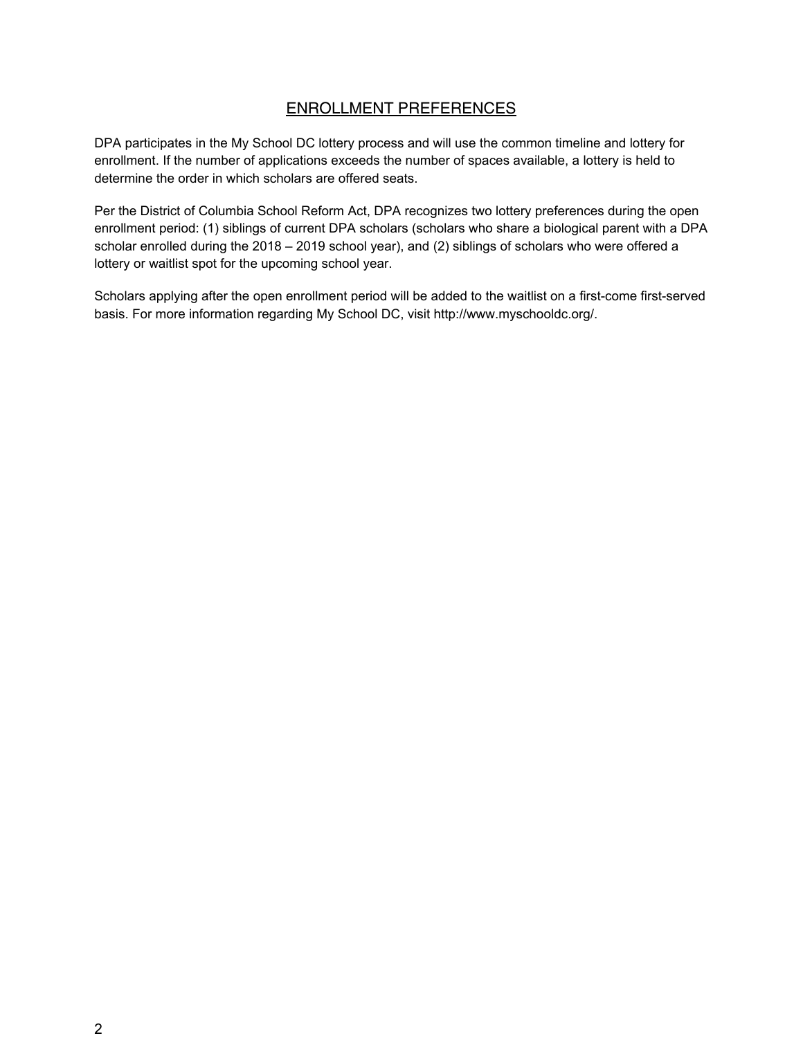## ENROLLMENT PREFERENCES

DPA participates in the My School DC lottery process and will use the common timeline and lottery for enrollment. If the number of applications exceeds the number of spaces available, a lottery is held to determine the order in which scholars are offered seats.

Per the District of Columbia School Reform Act, DPA recognizes two lottery preferences during the open enrollment period: (1) siblings of current DPA scholars (scholars who share a biological parent with a DPA scholar enrolled during the 2018 – 2019 school year), and (2) siblings of scholars who were offered a lottery or waitlist spot for the upcoming school year.

Scholars applying after the open enrollment period will be added to the waitlist on a first-come first-served basis. For more information regarding My School DC, visit http://www.myschooldc.org/.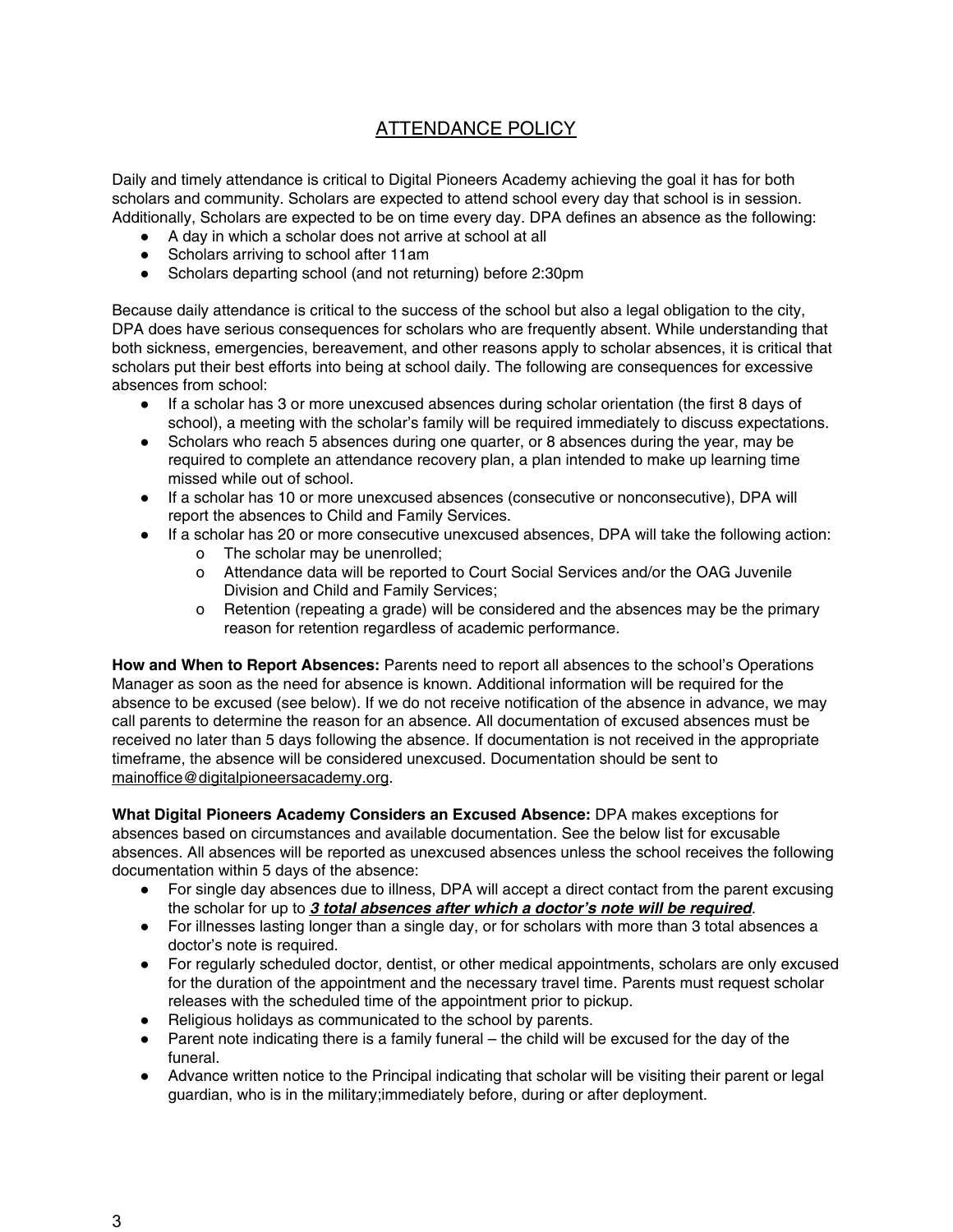# ATTENDANCE POLICY

Daily and timely attendance is critical to Digital Pioneers Academy achieving the goal it has for both scholars and community. Scholars are expected to attend school every day that school is in session. Additionally, Scholars are expected to be on time every day. DPA defines an absence as the following:

- A day in which a scholar does not arrive at school at all
- Scholars arriving to school after 11am
- Scholars departing school (and not returning) before 2:30pm

Because daily attendance is critical to the success of the school but also a legal obligation to the city, DPA does have serious consequences for scholars who are frequently absent. While understanding that both sickness, emergencies, bereavement, and other reasons apply to scholar absences, it is critical that scholars put their best efforts into being at school daily. The following are consequences for excessive absences from school:

- If a scholar has 3 or more unexcused absences during scholar orientation (the first 8 days of school), a meeting with the scholar's family will be required immediately to discuss expectations.
- Scholars who reach 5 absences during one quarter, or 8 absences during the year, may be required to complete an attendance recovery plan, a plan intended to make up learning time missed while out of school.
- If a scholar has 10 or more unexcused absences (consecutive or nonconsecutive), DPA will report the absences to Child and Family Services.
- If a scholar has 20 or more consecutive unexcused absences, DPA will take the following action:
  - The scholar may be unenrolled;
  - Attendance data will be reported to Court Social Services and/or the OAG Juvenile Division and Child and Family Services;
  - Retention (repeating a grade) will be considered and the absences may be the primary reason for retention regardless of academic performance.

**How and When to Report Absences:** Parents need to report all absences to the school's Operations Manager as soon as the need for absence is known. Additional information will be required for the absence to be excused (see below). If we do not receive notification of the absence in advance, we may call parents to determine the reason for an absence. All documentation of excused absences must be received no later than 5 days following the absence. If documentation is not received in the appropriate timeframe, the absence will be considered unexcused. Documentation should be sent to mainoffice@digitalpioneersacademy.org.

**What Digital Pioneers Academy Considers an Excused Absence:** DPA makes exceptions for absences based on circumstances and available documentation. See the below list for excusable absences. All absences will be reported as unexcused absences unless the school receives the following documentation within 5 days of the absence:

- For single day absences due to illness, DPA will accept a direct contact from the parent excusing the scholar for up to ***3 total absences after which a doctor's note will be required***.
- For illnesses lasting longer than a single day, or for scholars with more than 3 total absences a doctor's note is required.
- For regularly scheduled doctor, dentist, or other medical appointments, scholars are only excused for the duration of the appointment and the necessary travel time. Parents must request scholar releases with the scheduled time of the appointment prior to pickup.
- Religious holidays as communicated to the school by parents.
- Parent note indicating there is a family funeral – the child will be excused for the day of the funeral.
- Advance written notice to the Principal indicating that scholar will be visiting their parent or legal guardian, who is in the military;immediately before, during or after deployment.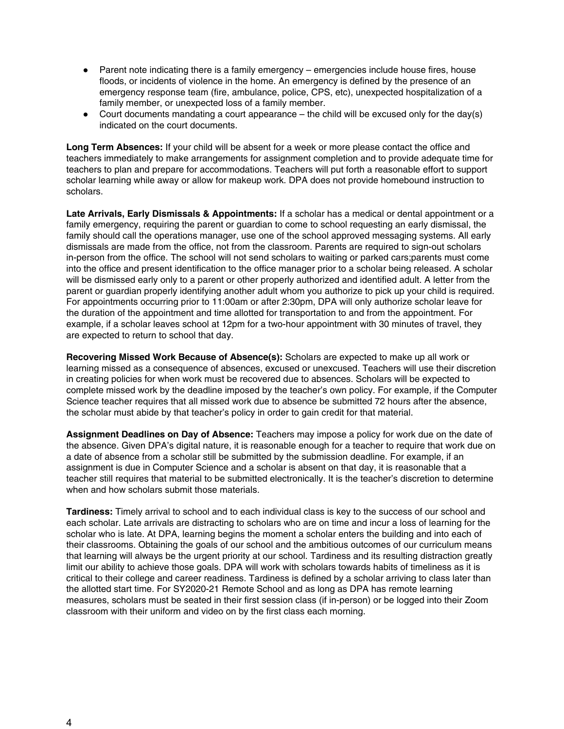- Parent note indicating there is a family emergency – emergencies include house fires, house floods, or incidents of violence in the home. An emergency is defined by the presence of an emergency response team (fire, ambulance, police, CPS, etc), unexpected hospitalization of a family member, or unexpected loss of a family member.
- Court documents mandating a court appearance – the child will be excused only for the day(s) indicated on the court documents.

**Long Term Absences:** If your child will be absent for a week or more please contact the office and teachers immediately to make arrangements for assignment completion and to provide adequate time for teachers to plan and prepare for accommodations. Teachers will put forth a reasonable effort to support scholar learning while away or allow for makeup work. DPA does not provide homebound instruction to scholars.

**Late Arrivals, Early Dismissals & Appointments:** If a scholar has a medical or dental appointment or a family emergency, requiring the parent or guardian to come to school requesting an early dismissal, the family should call the operations manager, use one of the school approved messaging systems. All early dismissals are made from the office, not from the classroom. Parents are required to sign-out scholars in-person from the office. The school will not send scholars to waiting or parked cars;parents must come into the office and present identification to the office manager prior to a scholar being released. A scholar will be dismissed early only to a parent or other properly authorized and identified adult. A letter from the parent or guardian properly identifying another adult whom you authorize to pick up your child is required. For appointments occurring prior to 11:00am or after 2:30pm, DPA will only authorize scholar leave for the duration of the appointment and time allotted for transportation to and from the appointment. For example, if a scholar leaves school at 12pm for a two-hour appointment with 30 minutes of travel, they are expected to return to school that day.

**Recovering Missed Work Because of Absence(s):** Scholars are expected to make up all work or learning missed as a consequence of absences, excused or unexcused. Teachers will use their discretion in creating policies for when work must be recovered due to absences. Scholars will be expected to complete missed work by the deadline imposed by the teacher's own policy. For example, if the Computer Science teacher requires that all missed work due to absence be submitted 72 hours after the absence, the scholar must abide by that teacher's policy in order to gain credit for that material.

**Assignment Deadlines on Day of Absence:** Teachers may impose a policy for work due on the date of the absence. Given DPA's digital nature, it is reasonable enough for a teacher to require that work due on a date of absence from a scholar still be submitted by the submission deadline. For example, if an assignment is due in Computer Science and a scholar is absent on that day, it is reasonable that a teacher still requires that material to be submitted electronically. It is the teacher's discretion to determine when and how scholars submit those materials.

**Tardiness:** Timely arrival to school and to each individual class is key to the success of our school and each scholar. Late arrivals are distracting to scholars who are on time and incur a loss of learning for the scholar who is late. At DPA, learning begins the moment a scholar enters the building and into each of their classrooms. Obtaining the goals of our school and the ambitious outcomes of our curriculum means that learning will always be the urgent priority at our school. Tardiness and its resulting distraction greatly limit our ability to achieve those goals. DPA will work with scholars towards habits of timeliness as it is critical to their college and career readiness. Tardiness is defined by a scholar arriving to class later than the allotted start time. For SY2020-21 Remote School and as long as DPA has remote learning measures, scholars must be seated in their first session class (if in-person) or be logged into their Zoom classroom with their uniform and video on by the first class each morning.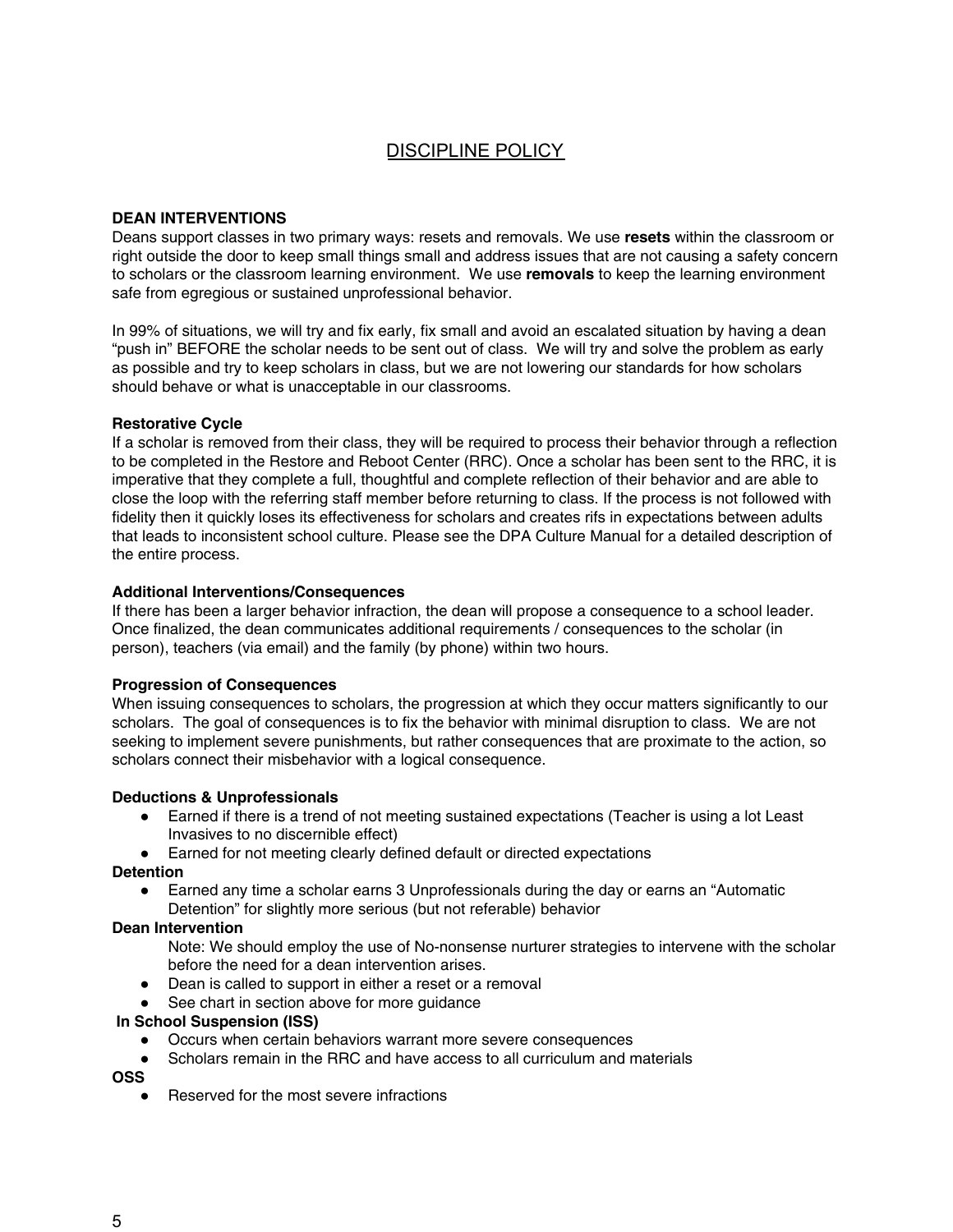# DISCIPLINE POLICY

**DEAN INTERVENTIONS**

Deans support classes in two primary ways: resets and removals. We use **resets** within the classroom or right outside the door to keep small things small and address issues that are not causing a safety concern to scholars or the classroom learning environment. We use **removals** to keep the learning environment safe from egregious or sustained unprofessional behavior.

In 99% of situations, we will try and fix early, fix small and avoid an escalated situation by having a dean "push in" BEFORE the scholar needs to be sent out of class. We will try and solve the problem as early as possible and try to keep scholars in class, but we are not lowering our standards for how scholars should behave or what is unacceptable in our classrooms.

**Restorative Cycle**

If a scholar is removed from their class, they will be required to process their behavior through a reflection to be completed in the Restore and Reboot Center (RRC). Once a scholar has been sent to the RRC, it is imperative that they complete a full, thoughtful and complete reflection of their behavior and are able to close the loop with the referring staff member before returning to class. If the process is not followed with fidelity then it quickly loses its effectiveness for scholars and creates rifs in expectations between adults that leads to inconsistent school culture. Please see the DPA Culture Manual for a detailed description of the entire process.

**Additional Interventions/Consequences**

If there has been a larger behavior infraction, the dean will propose a consequence to a school leader. Once finalized, the dean communicates additional requirements / consequences to the scholar (in person), teachers (via email) and the family (by phone) within two hours.

**Progression of Consequences**

When issuing consequences to scholars, the progression at which they occur matters significantly to our scholars. The goal of consequences is to fix the behavior with minimal disruption to class. We are not seeking to implement severe punishments, but rather consequences that are proximate to the action, so scholars connect their misbehavior with a logical consequence.

**Deductions & Unprofessionals**

- Earned if there is a trend of not meeting sustained expectations (Teacher is using a lot Least Invasives to no discernible effect)
- Earned for not meeting clearly defined default or directed expectations

**Detention**

- Earned any time a scholar earns 3 Unprofessionals during the day or earns an "Automatic Detention" for slightly more serious (but not referable) behavior

**Dean Intervention**

Note: We should employ the use of No-nonsense nurturer strategies to intervene with the scholar before the need for a dean intervention arises.

- Dean is called to support in either a reset or a removal
- See chart in section above for more guidance

**In School Suspension (ISS)**

- Occurs when certain behaviors warrant more severe consequences
- Scholars remain in the RRC and have access to all curriculum and materials

**OSS**

- Reserved for the most severe infractions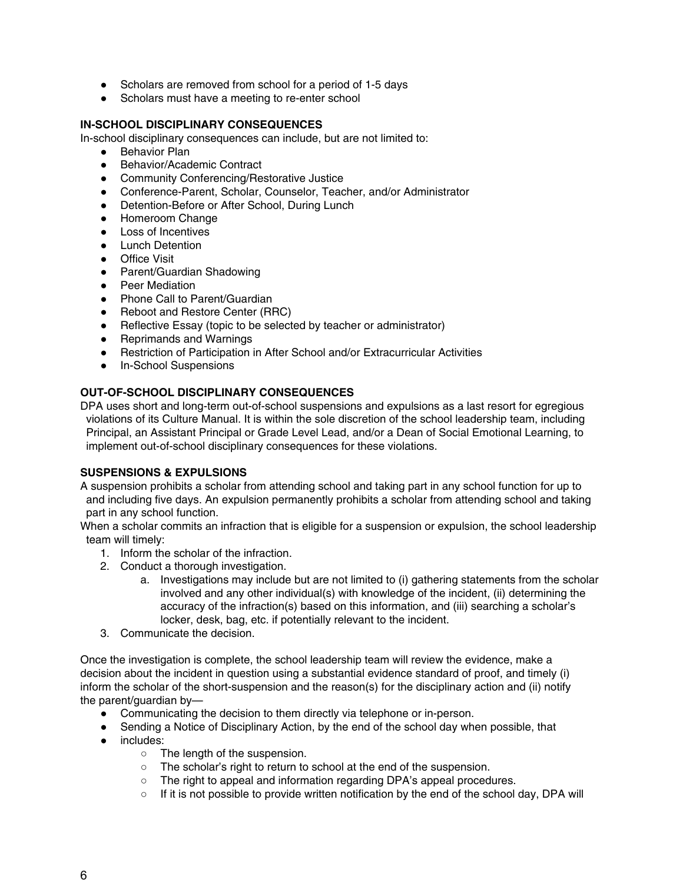- Scholars are removed from school for a period of 1-5 days
- Scholars must have a meeting to re-enter school

**IN-SCHOOL DISCIPLINARY CONSEQUENCES**

In-school disciplinary consequences can include, but are not limited to:

- Behavior Plan
- Behavior/Academic Contract
- Community Conferencing/Restorative Justice
- Conference-Parent, Scholar, Counselor, Teacher, and/or Administrator
- Detention-Before or After School, During Lunch
- Homeroom Change
- Loss of Incentives
- Lunch Detention
- Office Visit
- Parent/Guardian Shadowing
- Peer Mediation
- Phone Call to Parent/Guardian
- Reboot and Restore Center (RRC)
- Reflective Essay (topic to be selected by teacher or administrator)
- Reprimands and Warnings
- Restriction of Participation in After School and/or Extracurricular Activities
- In-School Suspensions

**OUT-OF-SCHOOL DISCIPLINARY CONSEQUENCES**

DPA uses short and long-term out-of-school suspensions and expulsions as a last resort for egregious violations of its Culture Manual. It is within the sole discretion of the school leadership team, including Principal, an Assistant Principal or Grade Level Lead, and/or a Dean of Social Emotional Learning, to implement out-of-school disciplinary consequences for these violations.

**SUSPENSIONS & EXPULSIONS**

A suspension prohibits a scholar from attending school and taking part in any school function for up to and including five days. An expulsion permanently prohibits a scholar from attending school and taking part in any school function.

When a scholar commits an infraction that is eligible for a suspension or expulsion, the school leadership team will timely:

1. Inform the scholar of the infraction.
2. Conduct a thorough investigation.
   a. Investigations may include but are not limited to (i) gathering statements from the scholar involved and any other individual(s) with knowledge of the incident, (ii) determining the accuracy of the infraction(s) based on this information, and (iii) searching a scholar's locker, desk, bag, etc. if potentially relevant to the incident.
3. Communicate the decision.

Once the investigation is complete, the school leadership team will review the evidence, make a decision about the incident in question using a substantial evidence standard of proof, and timely (i) inform the scholar of the short-suspension and the reason(s) for the disciplinary action and (ii) notify the parent/guardian by—

- Communicating the decision to them directly via telephone or in-person.
- Sending a Notice of Disciplinary Action, by the end of the school day when possible, that
- includes:
  - The length of the suspension.
  - The scholar's right to return to school at the end of the suspension.
  - The right to appeal and information regarding DPA's appeal procedures.
  - If it is not possible to provide written notification by the end of the school day, DPA will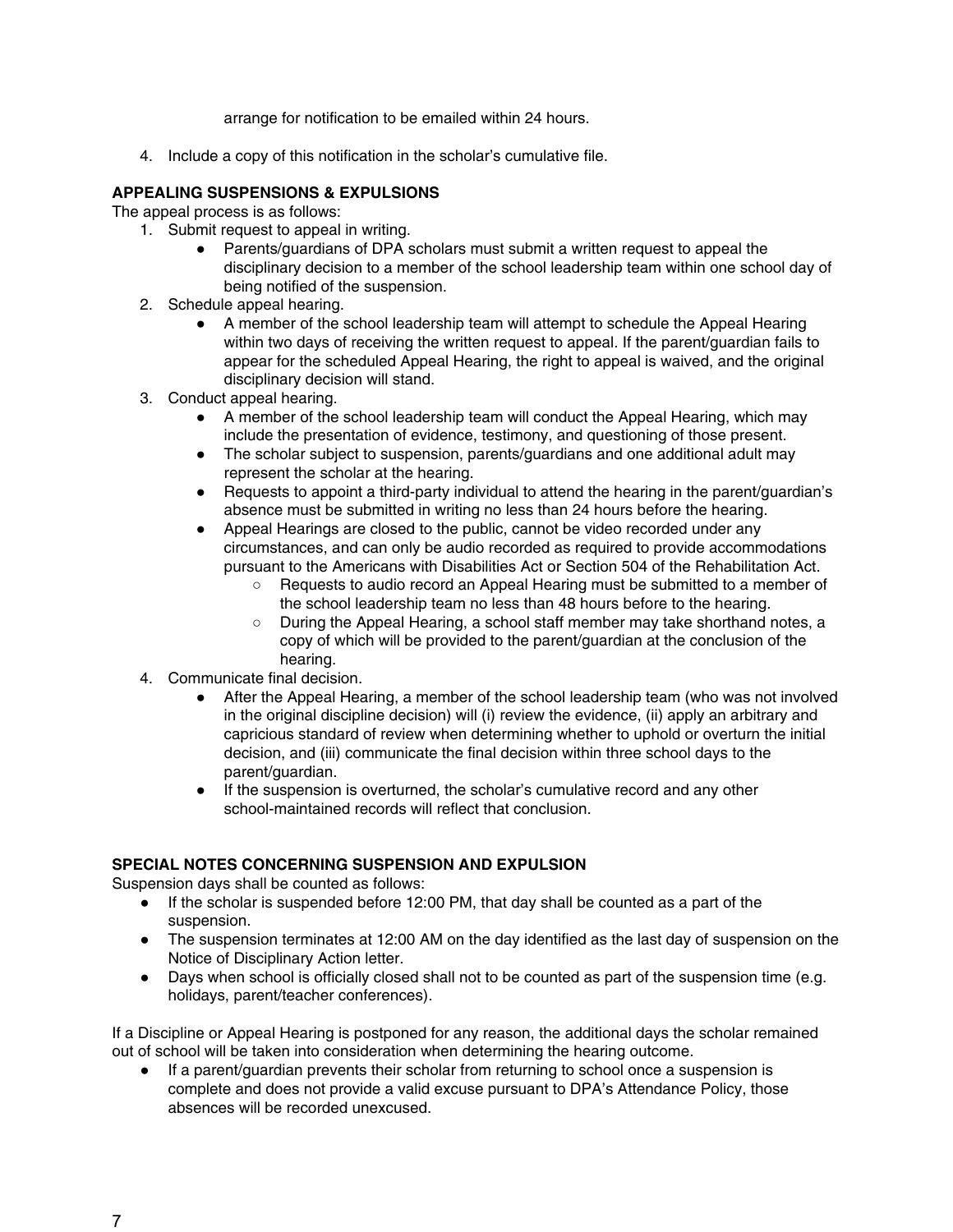arrange for notification to be emailed within 24 hours.

4. Include a copy of this notification in the scholar's cumulative file.

**APPEALING SUSPENSIONS & EXPULSIONS**

The appeal process is as follows:

1. Submit request to appeal in writing.
    - Parents/guardians of DPA scholars must submit a written request to appeal the disciplinary decision to a member of the school leadership team within one school day of being notified of the suspension.
2. Schedule appeal hearing.
    - A member of the school leadership team will attempt to schedule the Appeal Hearing within two days of receiving the written request to appeal. If the parent/guardian fails to appear for the scheduled Appeal Hearing, the right to appeal is waived, and the original disciplinary decision will stand.
3. Conduct appeal hearing.
    - A member of the school leadership team will conduct the Appeal Hearing, which may include the presentation of evidence, testimony, and questioning of those present.
    - The scholar subject to suspension, parents/guardians and one additional adult may represent the scholar at the hearing.
    - Requests to appoint a third-party individual to attend the hearing in the parent/guardian's absence must be submitted in writing no less than 24 hours before to the hearing.
    - Appeal Hearings are closed to the public, cannot be video recorded under any circumstances, and can only be audio recorded as required to provide accommodations pursuant to the Americans with Disabilities Act or Section 504 of the Rehabilitation Act.
        - Requests to audio record an Appeal Hearing must be submitted to a member of the school leadership team no less than 48 hours before to the hearing.
        - During the Appeal Hearing, a school staff member may take shorthand notes, a copy of which will be provided to the parent/guardian at the conclusion of the hearing.
4. Communicate final decision.
    - After the Appeal Hearing, a member of the school leadership team (who was not involved in the original discipline decision) will (i) review the evidence, (ii) apply an arbitrary and capricious standard of review when determining whether to uphold or overturn the initial decision, and (iii) communicate the final decision within three school days to the parent/guardian.
    - If the suspension is overturned, the scholar's cumulative record and any other school-maintained records will reflect that conclusion.

**SPECIAL NOTES CONCERNING SUSPENSION AND EXPULSION**

Suspension days shall be counted as follows:

- If the scholar is suspended before 12:00 PM, that day shall be counted as a part of the suspension.
- The suspension terminates at 12:00 AM on the day identified as the last day of suspension on the Notice of Disciplinary Action letter.
- Days when school is officially closed shall not to be counted as part of the suspension time (e.g. holidays, parent/teacher conferences).

If a Discipline or Appeal Hearing is postponed for any reason, the additional days the scholar remained out of school will be taken into consideration when determining the hearing outcome.

- If a parent/guardian prevents their scholar from returning to school once a suspension is complete and does not provide a valid excuse pursuant to DPA's Attendance Policy, those absences will be recorded unexcused.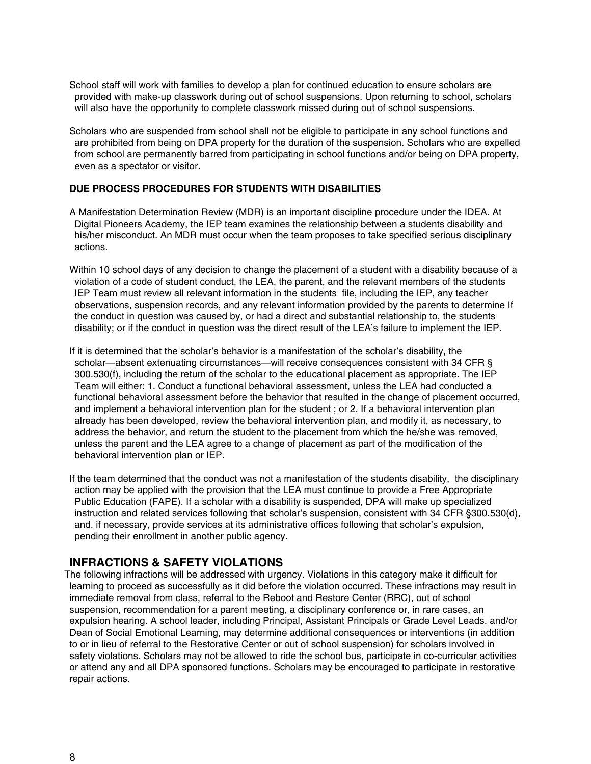School staff will work with families to develop a plan for continued education to ensure scholars are provided with make-up classwork during out of school suspensions. Upon returning to school, scholars will also have the opportunity to complete classwork missed during out of school suspensions.

Scholars who are suspended from school shall not be eligible to participate in any school functions and are prohibited from being on DPA property for the duration of the suspension. Scholars who are expelled from school are permanently barred from participating in school functions and/or being on DPA property, even as a spectator or visitor.

**DUE PROCESS PROCEDURES FOR STUDENTS WITH DISABILITIES**

A Manifestation Determination Review (MDR) is an important discipline procedure under the IDEA. At Digital Pioneers Academy, the IEP team examines the relationship between a students disability and his/her misconduct. An MDR must occur when the team proposes to take specified serious disciplinary actions.

Within 10 school days of any decision to change the placement of a student with a disability because of a violation of a code of student conduct, the LEA, the parent, and the relevant members of the students IEP Team must review all relevant information in the students file, including the IEP, any teacher observations, suspension records, and any relevant information provided by the parents to determine If the conduct in question was caused by, or had a direct and substantial relationship to, the students disability; or if the conduct in question was the direct result of the LEA's failure to implement the IEP.

If it is determined that the scholar's behavior is a manifestation of the scholar's disability, the scholar—absent extenuating circumstances—will receive consequences consistent with 34 CFR § 300.530(f), including the return of the scholar to the educational placement as appropriate. The IEP Team will either: 1. Conduct a functional behavioral assessment, unless the LEA had conducted a functional behavioral assessment before the behavior that resulted in the change of placement occurred, and implement a behavioral intervention plan for the student ; or 2. If a behavioral intervention plan already has been developed, review the behavioral intervention plan, and modify it, as necessary, to address the behavior, and return the student to the placement from which the he/she was removed, unless the parent and the LEA agree to a change of placement as part of the modification of the behavioral intervention plan or IEP.

If the team determined that the conduct was not a manifestation of the students disability, the disciplinary action may be applied with the provision that the LEA must continue to provide a Free Appropriate Public Education (FAPE). If a scholar with a disability is suspended, DPA will make up specialized instruction and related services following that scholar's suspension, consistent with 34 CFR §300.530(d), and, if necessary, provide services at its administrative offices following that scholar's expulsion, pending their enrollment in another public agency.

## INFRACTIONS & SAFETY VIOLATIONS

The following infractions will be addressed with urgency. Violations in this category make it difficult for learning to proceed as successfully as it did before the violation occurred. These infractions may result in immediate removal from class, referral to the Reboot and Restore Center (RRC), out of school suspension, recommendation for a parent meeting, a disciplinary conference or, in rare cases, an expulsion hearing. A school leader, including Principal, Assistant Principals or Grade Level Leads, and/or Dean of Social Emotional Learning, may determine additional consequences or interventions (in addition to or in lieu of referral to the Restorative Center or out of school suspension) for scholars involved in safety violations. Scholars may not be allowed to ride the school bus, participate in co-curricular activities or attend any and all DPA sponsored functions. Scholars may be encouraged to participate in restorative repair actions.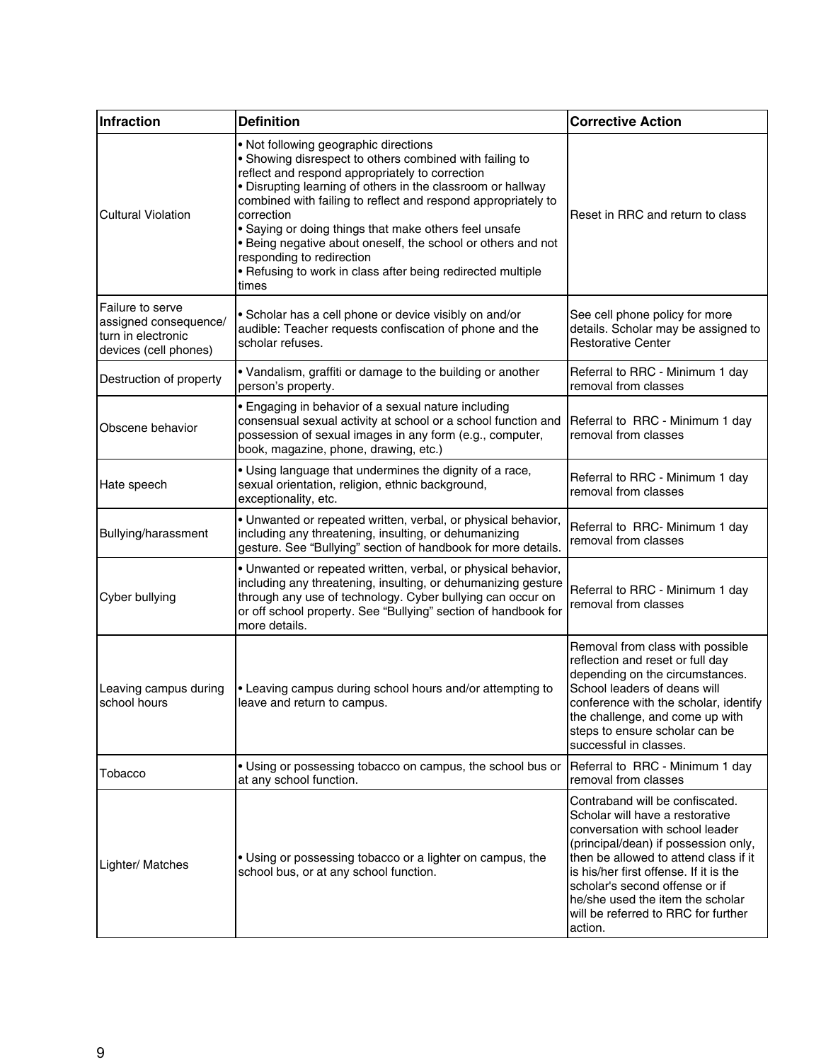| Infraction | Definition | Corrective Action |
|---|---|---|
| Cultural Violation | • Not following geographic directions<br>• Showing disrespect to others combined with failing to reflect and respond appropriately to correction<br>• Disrupting learning of others in the classroom or hallway combined with failing to reflect and respond appropriately to correction<br>• Saying or doing things that make others feel unsafe<br>• Being negative about oneself, the school or others and not responding to redirection<br>• Refusing to work in class after being redirected multiple times | Reset in RRC and return to class |
| Failure to serve assigned consequence/ turn in electronic devices (cell phones) | • Scholar has a cell phone or device visibly on and/or audible: Teacher requests confiscation of phone and the scholar refuses. | See cell phone policy for more details. Scholar may be assigned to Restorative Center |
| Destruction of property | • Vandalism, graffiti or damage to the building or another person's property. | Referral to RRC - Minimum 1 day removal from classes |
| Obscene behavior | • Engaging in behavior of a sexual nature including consensual sexual activity at school or a school function and possession of sexual images in any form (e.g., computer, book, magazine, phone, drawing, etc.) | Referral to RRC - Minimum 1 day removal from classes |
| Hate speech | • Using language that undermines the dignity of a race, sexual orientation, religion, ethnic background, exceptionality, etc. | Referral to RRC - Minimum 1 day removal from classes |
| Bullying/harassment | • Unwanted or repeated written, verbal, or physical behavior, including any threatening, insulting, or dehumanizing gesture. See "Bullying" section of handbook for more details. | Referral to RRC- Minimum 1 day removal from classes |
| Cyber bullying | • Unwanted or repeated written, verbal, or physical behavior, including any threatening, insulting, or dehumanizing gesture through any use of technology. Cyber bullying can occur on or off school property. See "Bullying" section of handbook for more details. | Referral to RRC - Minimum 1 day removal from classes |
| Leaving campus during school hours | • Leaving campus during school hours and/or attempting to leave and return to campus. | Removal from class with possible reflection and reset or full day depending on the circumstances. School leaders of deans will conference with the scholar, identify the challenge, and come up with steps to ensure scholar can be successful in classes. |
| Tobacco | • Using or possessing tobacco on campus, the school bus or at any school function. | Referral to RRC - Minimum 1 day removal from classes |
| Lighter/ Matches | • Using or possessing tobacco or a lighter on campus, the school bus, or at any school function. | Contraband will be confiscated. Scholar will have a restorative conversation with school leader (principal/dean) if possession only, then be allowed to attend class if it is his/her first offense. If it is the scholar's second offense or if he/she used the item the scholar will be referred to RRC for further action. |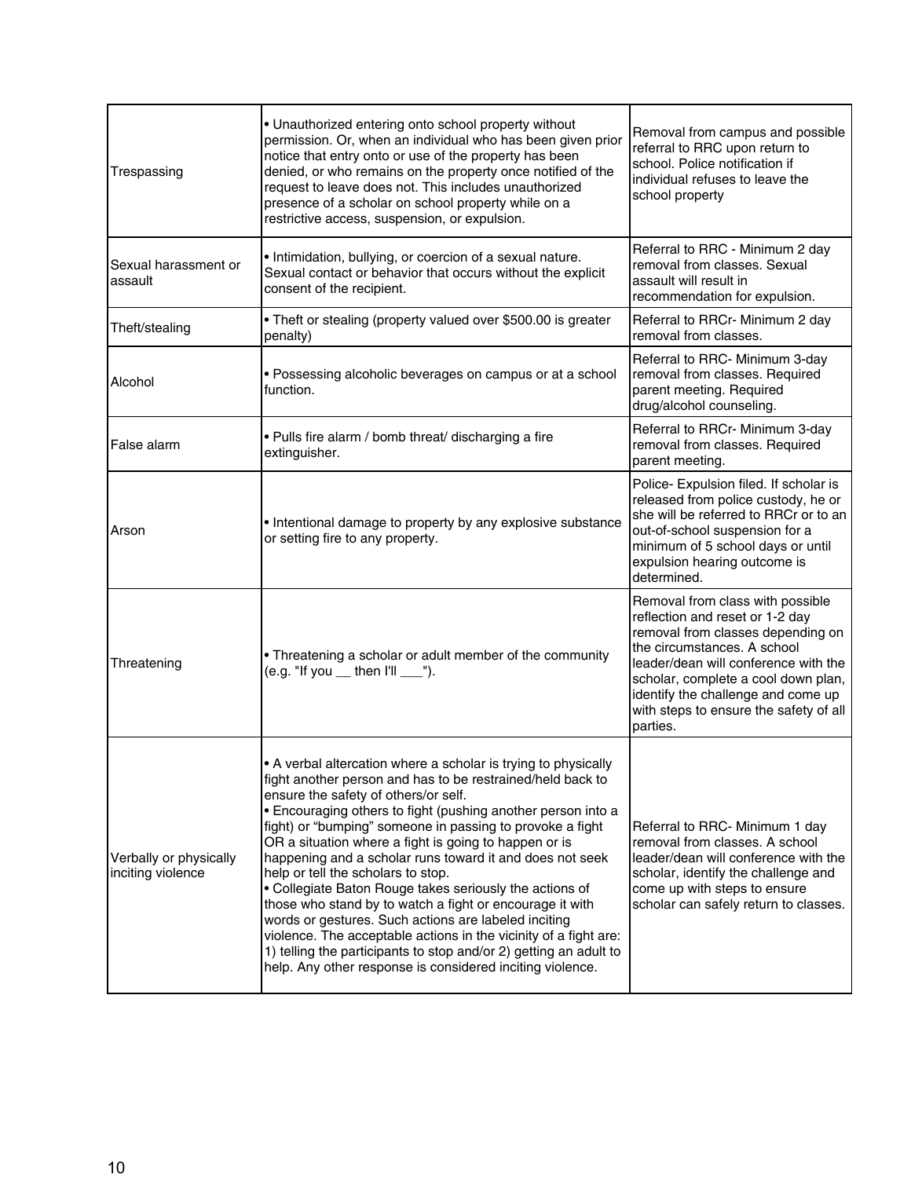| | | |
|---|---|---|
| Trespassing | • Unauthorized entering onto school property without permission. Or, when an individual who has been given prior notice that entry onto or use of the property has been denied, or who remains on the property once notified of the request to leave does not. This includes unauthorized presence of a scholar on school property while on a restrictive access, suspension, or expulsion. | Removal from campus and possible referral to RRC upon return to school. Police notification if individual refuses to leave the school property |
| Sexual harassment or assault | • Intimidation, bullying, or coercion of a sexual nature. Sexual contact or behavior that occurs without the explicit consent of the recipient. | Referral to RRC - Minimum 2 day removal from classes. Sexual assault will result in recommendation for expulsion. |
| Theft/stealing | • Theft or stealing (property valued over $500.00 is greater penalty) | Referral to RRCr- Minimum 2 day removal from classes. |
| Alcohol | • Possessing alcoholic beverages on campus or at a school function. | Referral to RRC- Minimum 3-day removal from classes. Required parent meeting. Required drug/alcohol counseling. |
| False alarm | • Pulls fire alarm / bomb threat/ discharging a fire extinguisher. | Referral to RRCr- Minimum 3-day removal from classes. Required parent meeting. |
| Arson | • Intentional damage to property by any explosive substance or setting fire to any property. | Police- Expulsion filed. If scholar is released from police custody, he or she will be referred to RRCr or to an out-of-school suspension for a minimum of 5 school days or until expulsion hearing outcome is determined. |
| Threatening | • Threatening a scholar or adult member of the community (e.g. "If you __ then I'll ___"). | Removal from class with possible reflection and reset or 1-2 day removal from classes depending on the circumstances. A school leader/dean will conference with the scholar, complete a cool down plan, identify the challenge and come up with steps to ensure the safety of all parties. |
| Verbally or physically inciting violence | • A verbal altercation where a scholar is trying to physically fight another person and has to be restrained/held back to ensure the safety of others/or self.<br>• Encouraging others to fight (pushing another person into a fight) or "bumping" someone in passing to provoke a fight OR a situation where a fight is going to happen or is happening and a scholar runs toward it and does not seek help or tell the scholars to stop.<br>• Collegiate Baton Rouge takes seriously the actions of those who stand by to watch a fight or encourage it with words or gestures. Such actions are labeled inciting violence. The acceptable actions in the vicinity of a fight are: 1) telling the participants to stop and/or 2) getting an adult to help. Any other response is considered inciting violence. | Referral to RRC- Minimum 1 day removal from classes. A school leader/dean will conference with the scholar, identify the challenge and come up with steps to ensure scholar can safely return to classes. |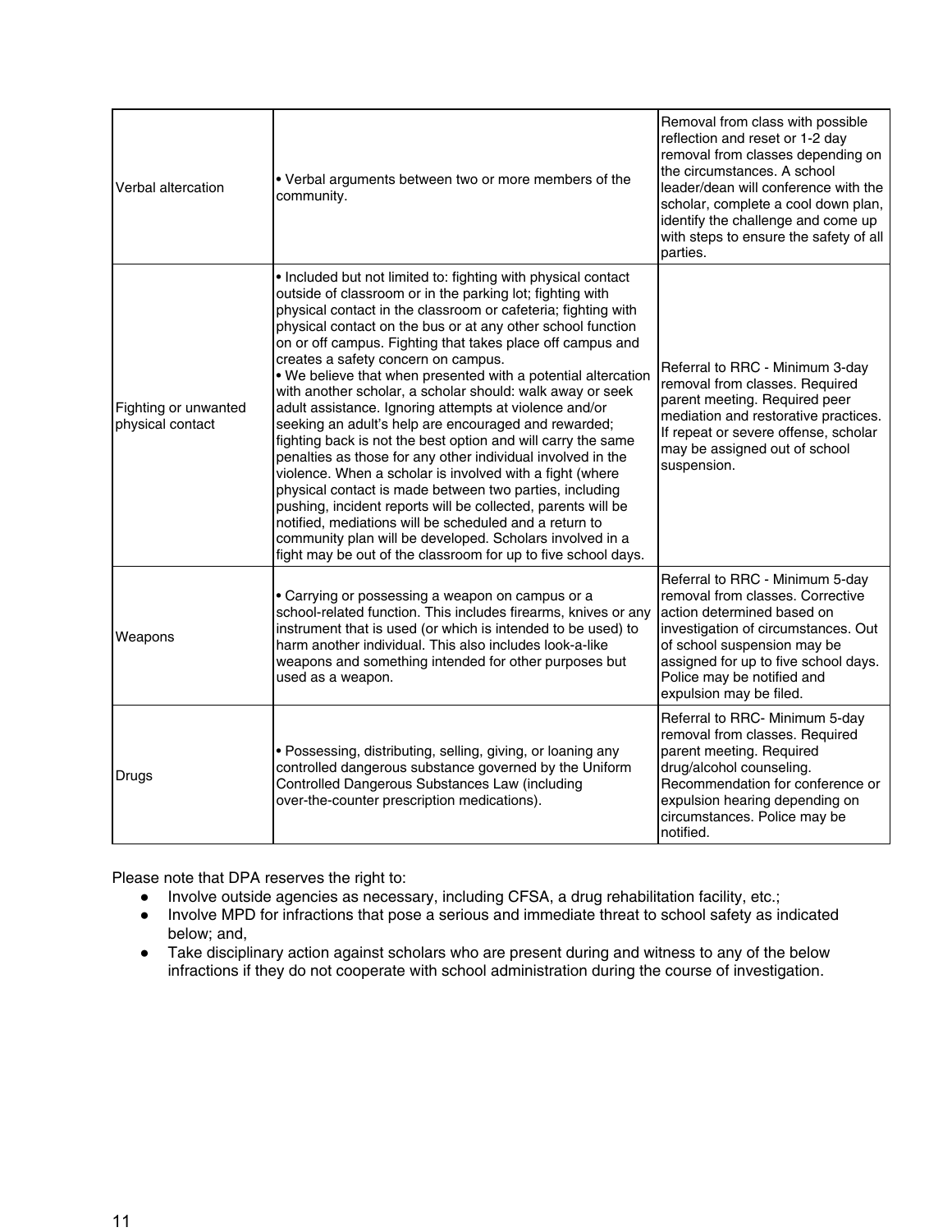| Verbal altercation | • Verbal arguments between two or more members of the community. | Removal from class with possible reflection and reset or 1-2 day removal from classes depending on the circumstances. A school leader/dean will conference with the scholar, complete a cool down plan, identify the challenge and come up with steps to ensure the safety of all parties. |
|---|---|---|
| Fighting or unwanted physical contact | • Included but not limited to: fighting with physical contact outside of classroom or in the parking lot; fighting with physical contact in the classroom or cafeteria; fighting with physical contact on the bus or at any other school function on or off campus. Fighting that takes place off campus and creates a safety concern on campus.<br>• We believe that when presented with a potential altercation with another scholar, a scholar should: walk away or seek adult assistance. Ignoring attempts at violence and/or seeking an adult's help are encouraged and rewarded; fighting back is not the best option and will carry the same penalties as those for any other individual involved in the violence. When a scholar is involved with a fight (where physical contact is made between two parties, including pushing, incident reports will be collected, parents will be notified, mediations will be scheduled and a return to community plan will be developed. Scholars involved in a fight may be out of the classroom for up to five school days. | Referral to RRC - Minimum 3-day removal from classes. Required parent meeting. Required peer mediation and restorative practices. If repeat or severe offense, scholar may be assigned out of school suspension. |
| Weapons | • Carrying or possessing a weapon on campus or a school-related function. This includes firearms, knives or any instrument that is used (or which is intended to be used) to harm another individual. This also includes look-a-like weapons and something intended for other purposes but used as a weapon. | Referral to RRC - Minimum 5-day removal from classes. Corrective action determined based on investigation of circumstances. Out of school suspension may be assigned for up to five school days. Police may be notified and expulsion may be filed. |
| Drugs | • Possessing, distributing, selling, giving, or loaning any controlled dangerous substance governed by the Uniform Controlled Dangerous Substances Law (including over-the-counter prescription medications). | Referral to RRC- Minimum 5-day removal from classes. Required parent meeting. Required drug/alcohol counseling. Recommendation for conference or expulsion hearing depending on circumstances. Police may be notified. |

Please note that DPA reserves the right to:

- Involve outside agencies as necessary, including CFSA, a drug rehabilitation facility, etc.;
- Involve MPD for infractions that pose a serious and immediate threat to school safety as indicated below; and,
- Take disciplinary action against scholars who are present during and witness to any of the below infractions if they do not cooperate with school administration during the course of investigation.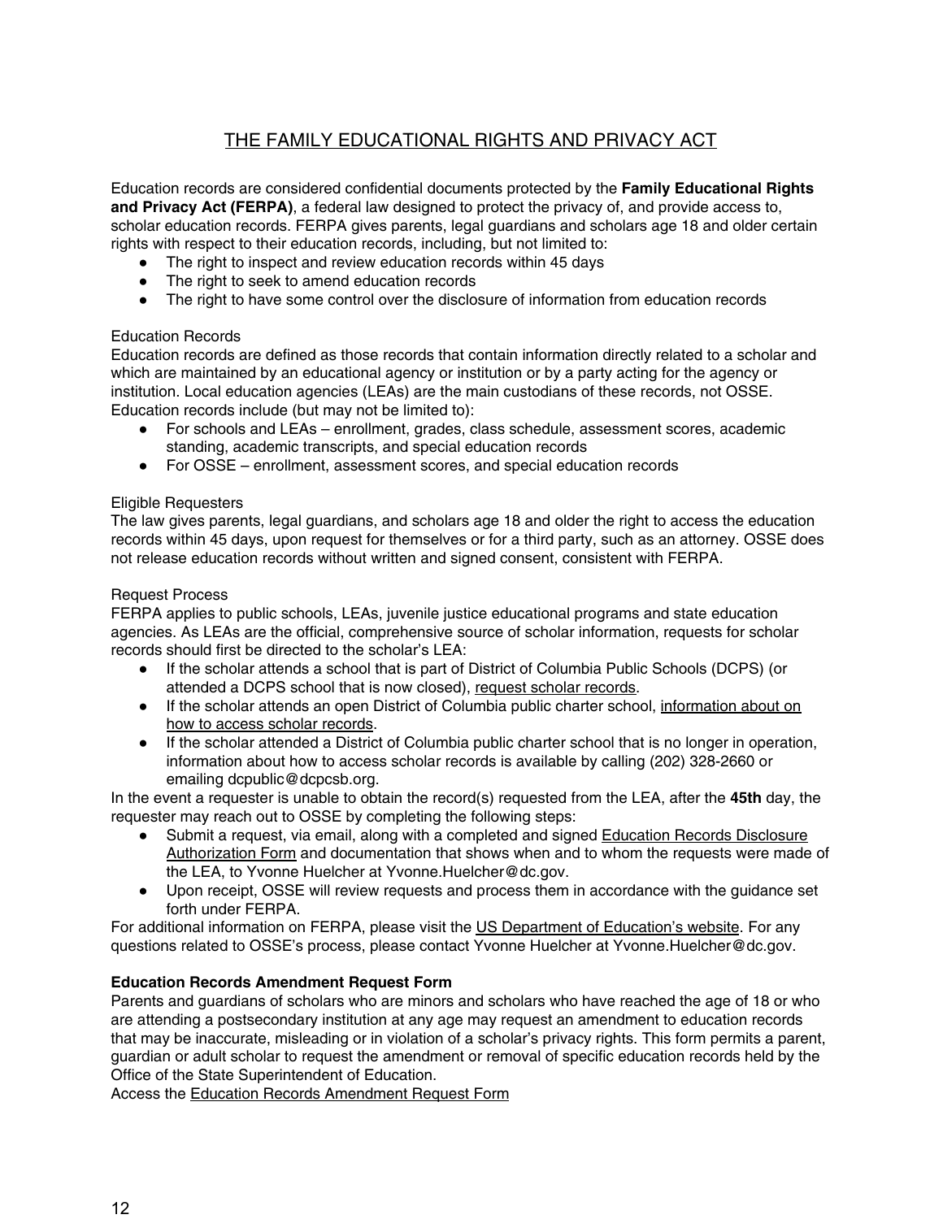# THE FAMILY EDUCATIONAL RIGHTS AND PRIVACY ACT

Education records are considered confidential documents protected by the **Family Educational Rights and Privacy Act (FERPA)**, a federal law designed to protect the privacy of, and provide access to, scholar education records. FERPA gives parents, legal guardians and scholars age 18 and older certain rights with respect to their education records, including, but not limited to:

- The right to inspect and review education records within 45 days
- The right to seek to amend education records
- The right to have some control over the disclosure of information from education records

Education Records

Education records are defined as those records that contain information directly related to a scholar and which are maintained by an educational agency or institution or by a party acting for the agency or institution. Local education agencies (LEAs) are the main custodians of these records, not OSSE. Education records include (but may not be limited to):

- For schools and LEAs – enrollment, grades, class schedule, assessment scores, academic standing, academic transcripts, and special education records
- For OSSE – enrollment, assessment scores, and special education records

Eligible Requesters

The law gives parents, legal guardians, and scholars age 18 and older the right to access the education records within 45 days, upon request for themselves or for a third party, such as an attorney. OSSE does not release education records without written and signed consent, consistent with FERPA.

Request Process

FERPA applies to public schools, LEAs, juvenile justice educational programs and state education agencies. As LEAs are the official, comprehensive source of scholar information, requests for scholar records should first be directed to the scholar's LEA:

- If the scholar attends a school that is part of District of Columbia Public Schools (DCPS) (or attended a DCPS school that is now closed), request scholar records.
- If the scholar attends an open District of Columbia public charter school, information about on how to access scholar records.
- If the scholar attended a District of Columbia public charter school that is no longer in operation, information about how to access scholar records is available by calling (202) 328-2660 or emailing dcpublic@dcpcsb.org.

In the event a requester is unable to obtain the record(s) requested from the LEA, after the **45th** day, the requester may reach out to OSSE by completing the following steps:

- Submit a request, via email, along with a completed and signed Education Records Disclosure Authorization Form and documentation that shows when and to whom the requests were made of the LEA, to Yvonne Huelcher at Yvonne.Huelcher@dc.gov.
- Upon receipt, OSSE will review requests and process them in accordance with the guidance set forth under FERPA.

For additional information on FERPA, please visit the US Department of Education's website. For any questions related to OSSE's process, please contact Yvonne Huelcher at Yvonne.Huelcher@dc.gov.

**Education Records Amendment Request Form**

Parents and guardians of scholars who are minors and scholars who have reached the age of 18 or who are attending a postsecondary institution at any age may request an amendment to education records that may be inaccurate, misleading or in violation of a scholar's privacy rights. This form permits a parent, guardian or adult scholar to request the amendment or removal of specific education records held by the Office of the State Superintendent of Education.

Access the Education Records Amendment Request Form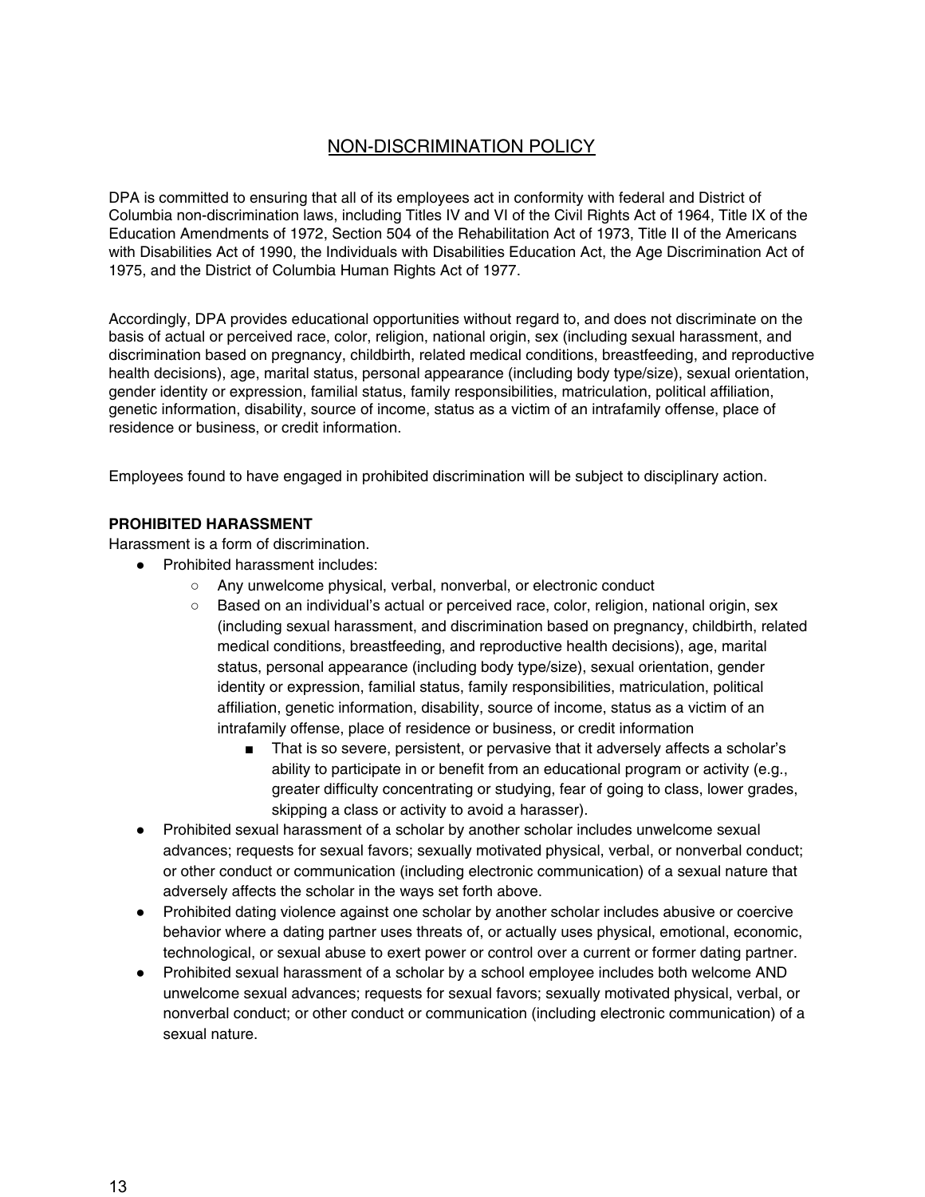## NON-DISCRIMINATION POLICY

DPA is committed to ensuring that all of its employees act in conformity with federal and District of Columbia non-discrimination laws, including Titles IV and VI of the Civil Rights Act of 1964, Title IX of the Education Amendments of 1972, Section 504 of the Rehabilitation Act of 1973, Title II of the Americans with Disabilities Act of 1990, the Individuals with Disabilities Education Act, the Age Discrimination Act of 1975, and the District of Columbia Human Rights Act of 1977.

Accordingly, DPA provides educational opportunities without regard to, and does not discriminate on the basis of actual or perceived race, color, religion, national origin, sex (including sexual harassment, and discrimination based on pregnancy, childbirth, related medical conditions, breastfeeding, and reproductive health decisions), age, marital status, personal appearance (including body type/size), sexual orientation, gender identity or expression, familial status, family responsibilities, matriculation, political affiliation, genetic information, disability, source of income, status as a victim of an intrafamily offense, place of residence or business, or credit information.

Employees found to have engaged in prohibited discrimination will be subject to disciplinary action.

**PROHIBITED HARASSMENT**

Harassment is a form of discrimination.

- Prohibited harassment includes:
  - Any unwelcome physical, verbal, nonverbal, or electronic conduct
  - Based on an individual's actual or perceived race, color, religion, national origin, sex (including sexual harassment, and discrimination based on pregnancy, childbirth, related medical conditions, breastfeeding, and reproductive health decisions), age, marital status, personal appearance (including body type/size), sexual orientation, gender identity or expression, familial status, family responsibilities, matriculation, political affiliation, genetic information, disability, source of income, status as a victim of an intrafamily offense, place of residence or business, or credit information
    - That is so severe, persistent, or pervasive that it adversely affects a scholar's ability to participate in or benefit from an educational program or activity (e.g., greater difficulty concentrating or studying, fear of going to class, lower grades, skipping a class or activity to avoid a harasser).
- Prohibited sexual harassment of a scholar by another scholar includes unwelcome sexual advances; requests for sexual favors; sexually motivated physical, verbal, or nonverbal conduct; or other conduct or communication (including electronic communication) of a sexual nature that adversely affects the scholar in the ways set forth above.
- Prohibited dating violence against one scholar by another scholar includes abusive or coercive behavior where a dating partner uses threats of, or actually uses physical, emotional, economic, technological, or sexual abuse to exert power or control over a current or former dating partner.
- Prohibited sexual harassment of a scholar by a school employee includes both welcome AND unwelcome sexual advances; requests for sexual favors; sexually motivated physical, verbal, or nonverbal conduct; or other conduct or communication (including electronic communication) of a sexual nature.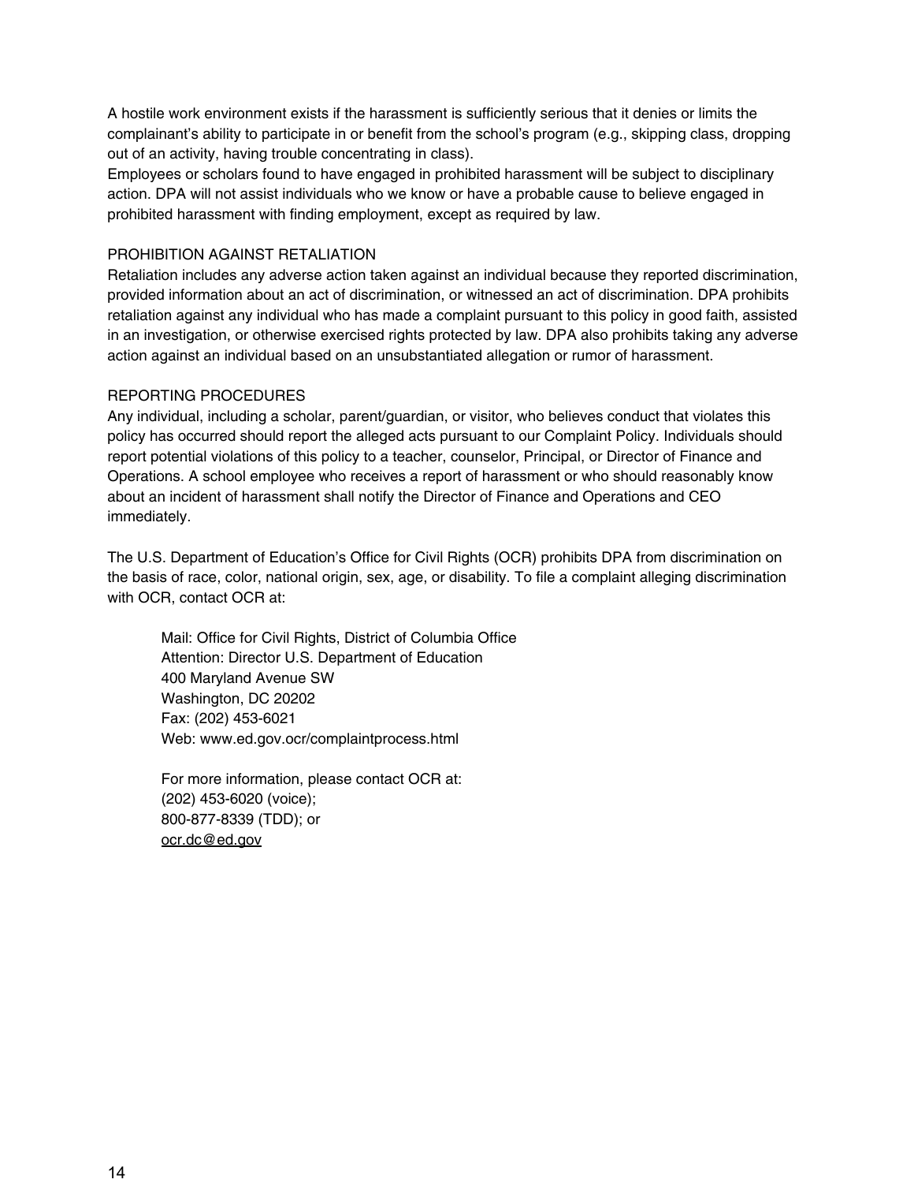A hostile work environment exists if the harassment is sufficiently serious that it denies or limits the complainant's ability to participate in or benefit from the school's program (e.g., skipping class, dropping out of an activity, having trouble concentrating in class).
Employees or scholars found to have engaged in prohibited harassment will be subject to disciplinary action. DPA will not assist individuals who we know or have a probable cause to believe engaged in prohibited harassment with finding employment, except as required by law.

## PROHIBITION AGAINST RETALIATION

Retaliation includes any adverse action taken against an individual because they reported discrimination, provided information about an act of discrimination, or witnessed an act of discrimination. DPA prohibits retaliation against any individual who has made a complaint pursuant to this policy in good faith, assisted in an investigation, or otherwise exercised rights protected by law. DPA also prohibits taking any adverse action against an individual based on an unsubstantiated allegation or rumor of harassment.

## REPORTING PROCEDURES

Any individual, including a scholar, parent/guardian, or visitor, who believes conduct that violates this policy has occurred should report the alleged acts pursuant to our Complaint Policy. Individuals should report potential violations of this policy to a teacher, counselor, Principal, or Director of Finance and Operations. A school employee who receives a report of harassment or who should reasonably know about an incident of harassment shall notify the Director of Finance and Operations and CEO immediately.

The U.S. Department of Education's Office for Civil Rights (OCR) prohibits DPA from discrimination on the basis of race, color, national origin, sex, age, or disability. To file a complaint alleging discrimination with OCR, contact OCR at:

> Mail: Office for Civil Rights, District of Columbia Office
> Attention: Director U.S. Department of Education
> 400 Maryland Avenue SW
> Washington, DC 20202
> Fax: (202) 453-6021
> Web: www.ed.gov.ocr/complaintprocess.html
>
> For more information, please contact OCR at:
> (202) 453-6020 (voice);
> 800-877-8339 (TDD); or
> ocr.dc@ed.gov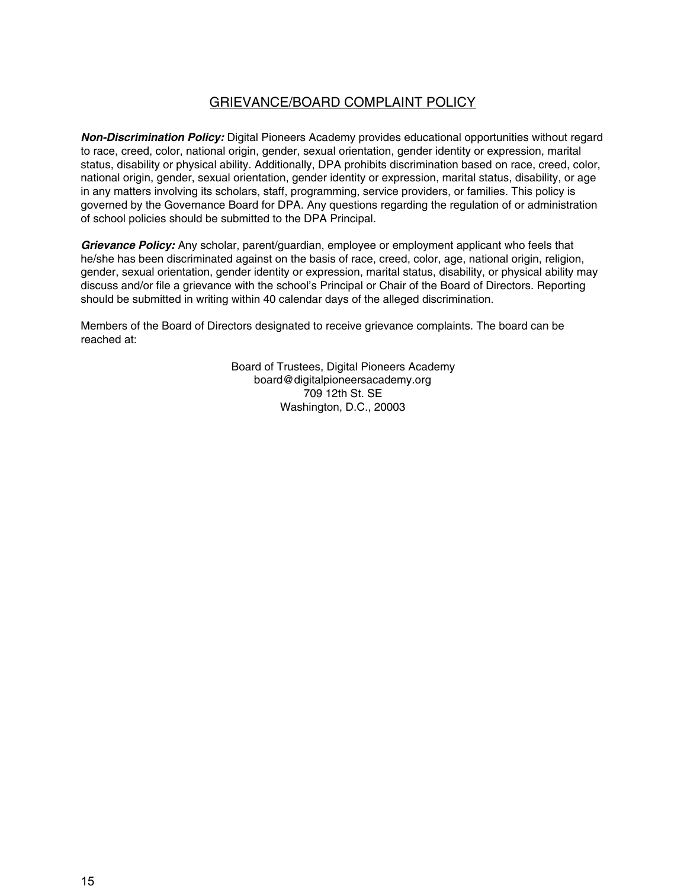# GRIEVANCE/BOARD COMPLAINT POLICY

***Non-Discrimination Policy:*** Digital Pioneers Academy provides educational opportunities without regard to race, creed, color, national origin, gender, sexual orientation, gender identity or expression, marital status, disability or physical ability. Additionally, DPA prohibits discrimination based on race, creed, color, national origin, gender, sexual orientation, gender identity or expression, marital status, disability, or age in any matters involving its scholars, staff, programming, service providers, or families. This policy is governed by the Governance Board for DPA. Any questions regarding the regulation of or administration of school policies should be submitted to the DPA Principal.

***Grievance Policy:*** Any scholar, parent/guardian, employee or employment applicant who feels that he/she has been discriminated against on the basis of race, creed, color, age, national origin, religion, gender, sexual orientation, gender identity or expression, marital status, disability, or physical ability may discuss and/or file a grievance with the school's Principal or Chair of the Board of Directors. Reporting should be submitted in writing within 40 calendar days of the alleged discrimination.

Members of the Board of Directors designated to receive grievance complaints. The board can be reached at:

Board of Trustees, Digital Pioneers Academy
board@digitalpioneersacademy.org
709 12th St. SE
Washington, D.C., 20003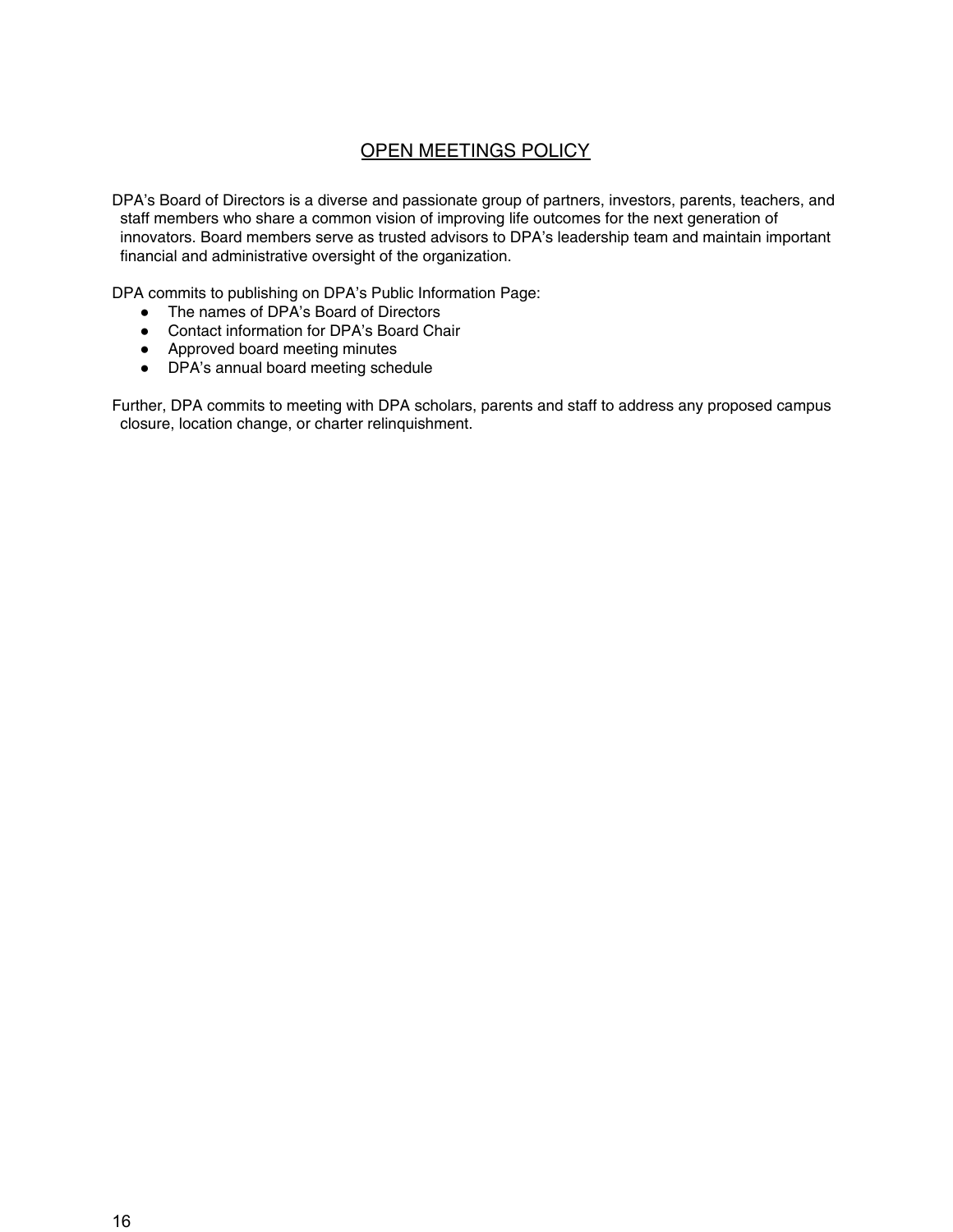## OPEN MEETINGS POLICY

DPA's Board of Directors is a diverse and passionate group of partners, investors, parents, teachers, and staff members who share a common vision of improving life outcomes for the next generation of innovators. Board members serve as trusted advisors to DPA's leadership team and maintain important financial and administrative oversight of the organization.

DPA commits to publishing on DPA's Public Information Page:

- The names of DPA's Board of Directors
- Contact information for DPA's Board Chair
- Approved board meeting minutes
- DPA's annual board meeting schedule

Further, DPA commits to meeting with DPA scholars, parents and staff to address any proposed campus closure, location change, or charter relinquishment.